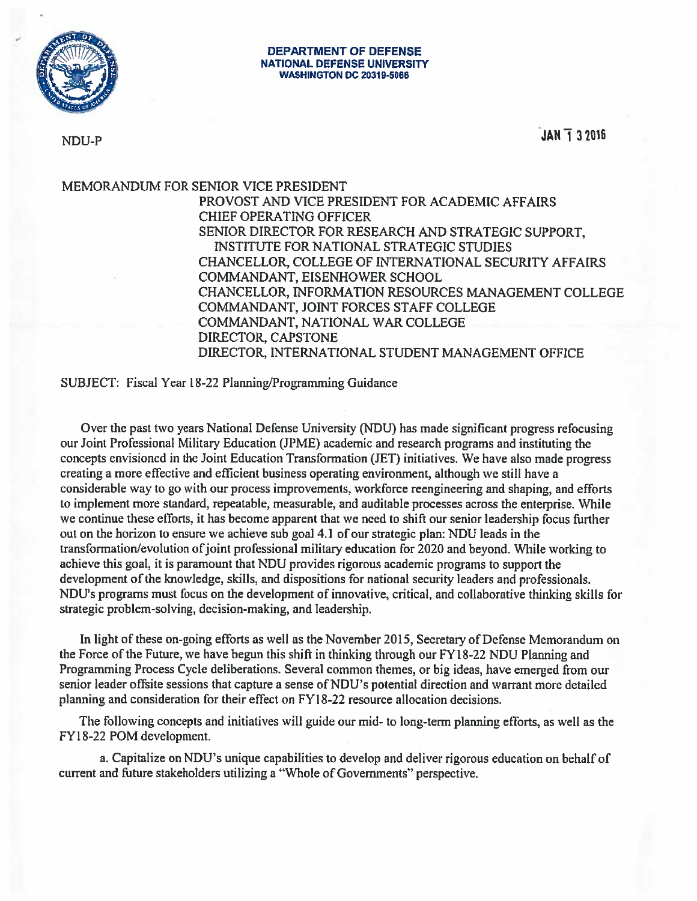**DEPARTMENT OF DEFENSE**
**NATIONAL DEFENSE UNIVERSITY**
**WASHINGTON DC 20319-5066**

NDU-P

JAN 1 3 2016

MEMORANDUM FOR SENIOR VICE PRESIDENT
PROVOST AND VICE PRESIDENT FOR ACADEMIC AFFAIRS
CHIEF OPERATING OFFICER
SENIOR DIRECTOR FOR RESEARCH AND STRATEGIC SUPPORT, INSTITUTE FOR NATIONAL STRATEGIC STUDIES
CHANCELLOR, COLLEGE OF INTERNATIONAL SECURITY AFFAIRS
COMMANDANT, EISENHOWER SCHOOL
CHANCELLOR, INFORMATION RESOURCES MANAGEMENT COLLEGE
COMMANDANT, JOINT FORCES STAFF COLLEGE
COMMANDANT, NATIONAL WAR COLLEGE
DIRECTOR, CAPSTONE
DIRECTOR, INTERNATIONAL STUDENT MANAGEMENT OFFICE

SUBJECT: Fiscal Year 18-22 Planning/Programming Guidance

Over the past two years National Defense University (NDU) has made significant progress refocusing our Joint Professional Military Education (JPME) academic and research programs and instituting the concepts envisioned in the Joint Education Transformation (JET) initiatives. We have also made progress creating a more effective and efficient business operating environment, although we still have a considerable way to go with our process improvements, workforce reengineering and shaping, and efforts to implement more standard, repeatable, measurable, and auditable processes across the enterprise. While we continue these efforts, it has become apparent that we need to shift our senior leadership focus further out on the horizon to ensure we achieve sub goal 4.1 of our strategic plan: NDU leads in the transformation/evolution of joint professional military education for 2020 and beyond. While working to achieve this goal, it is paramount that NDU provides rigorous academic programs to support the development of the knowledge, skills, and dispositions for national security leaders and professionals. NDU's programs must focus on the development of innovative, critical, and collaborative thinking skills for strategic problem-solving, decision-making, and leadership.

In light of these on-going efforts as well as the November 2015, Secretary of Defense Memorandum on the Force of the Future, we have begun this shift in thinking through our FY18-22 NDU Planning and Programming Process Cycle deliberations. Several common themes, or big ideas, have emerged from our senior leader offsite sessions that capture a sense of NDU's potential direction and warrant more detailed planning and consideration for their effect on FY18-22 resource allocation decisions.

The following concepts and initiatives will guide our mid- to long-term planning efforts, as well as the FY18-22 POM development.

a. Capitalize on NDU's unique capabilities to develop and deliver rigorous education on behalf of current and future stakeholders utilizing a "Whole of Governments" perspective.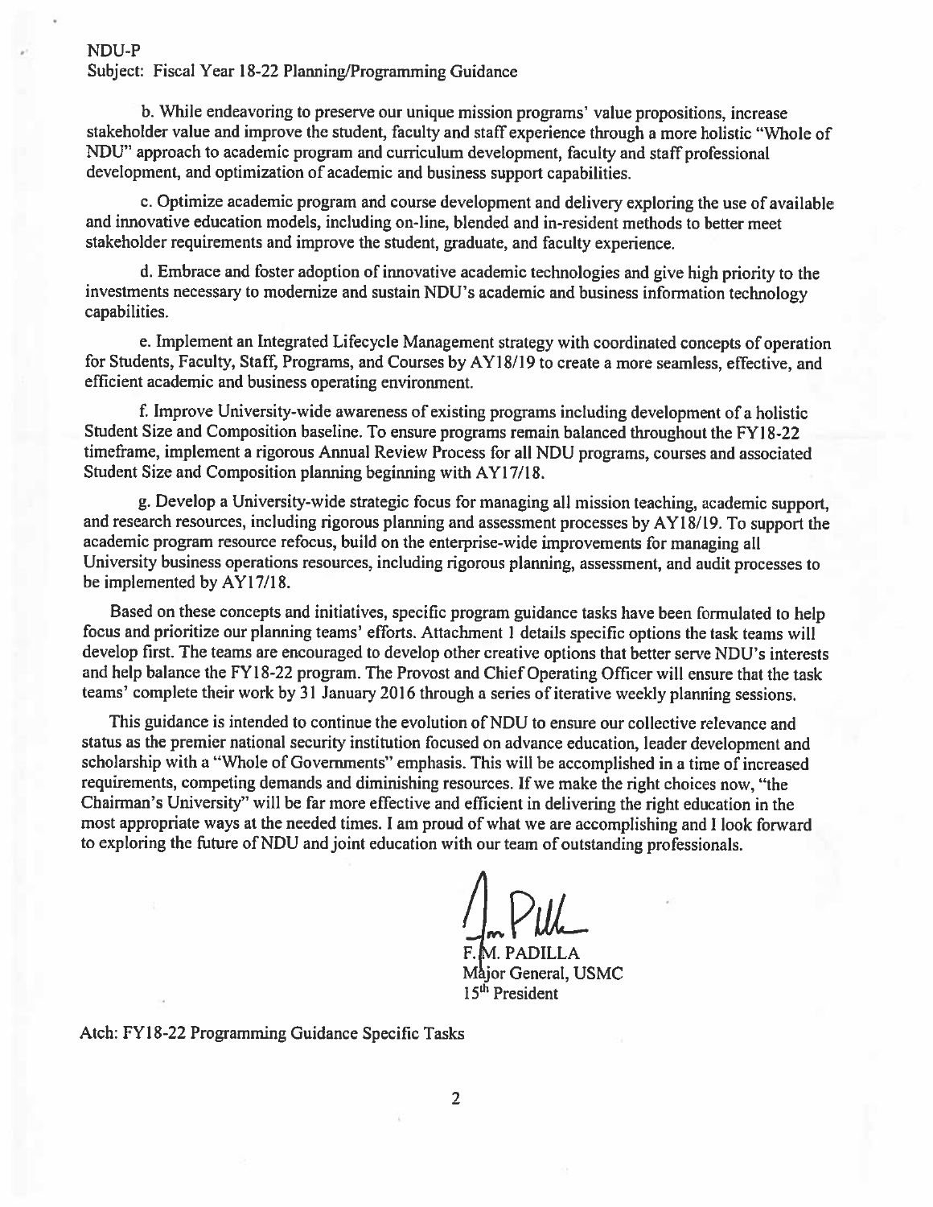NDU-P
Subject: Fiscal Year 18-22 Planning/Programming Guidance

b. While endeavoring to preserve our unique mission programs' value propositions, increase stakeholder value and improve the student, faculty and staff experience through a more holistic "Whole of NDU" approach to academic program and curriculum development, faculty and staff professional development, and optimization of academic and business support capabilities.

c. Optimize academic program and course development and delivery exploring the use of available and innovative education models, including on-line, blended and in-resident methods to better meet stakeholder requirements and improve the student, graduate, and faculty experience.

d. Embrace and foster adoption of innovative academic technologies and give high priority to the investments necessary to modernize and sustain NDU's academic and business information technology capabilities.

e. Implement an Integrated Lifecycle Management strategy with coordinated concepts of operation for Students, Faculty, Staff, Programs, and Courses by AY18/19 to create a more seamless, effective, and efficient academic and business operating environment.

f. Improve University-wide awareness of existing programs including development of a holistic Student Size and Composition baseline. To ensure programs remain balanced throughout the FY18-22 timeframe, implement a rigorous Annual Review Process for all NDU programs, courses and associated Student Size and Composition planning beginning with AY17/18.

g. Develop a University-wide strategic focus for managing all mission teaching, academic support, and research resources, including rigorous planning and assessment processes by AY18/19. To support the academic program resource refocus, build on the enterprise-wide improvements for managing all University business operations resources, including rigorous planning, assessment, and audit processes to be implemented by AY17/18.

Based on these concepts and initiatives, specific program guidance tasks have been formulated to help focus and prioritize our planning teams' efforts. Attachment 1 details specific options the task teams will develop first. The teams are encouraged to develop other creative options that better serve NDU's interests and help balance the FY18-22 program. The Provost and Chief Operating Officer will ensure that the task teams' complete their work by 31 January 2016 through a series of iterative weekly planning sessions.

This guidance is intended to continue the evolution of NDU to ensure our collective relevance and status as the premier national security institution focused on advance education, leader development and scholarship with a "Whole of Governments" emphasis. This will be accomplished in a time of increased requirements, competing demands and diminishing resources. If we make the right choices now, "the Chairman's University" will be far more effective and efficient in delivering the right education in the most appropriate ways at the needed times. I am proud of what we are accomplishing and I look forward to exploring the future of NDU and joint education with our team of outstanding professionals.

F. M. PADILLA
Major General, USMC
15th President

Atch: FY18-22 Programming Guidance Specific Tasks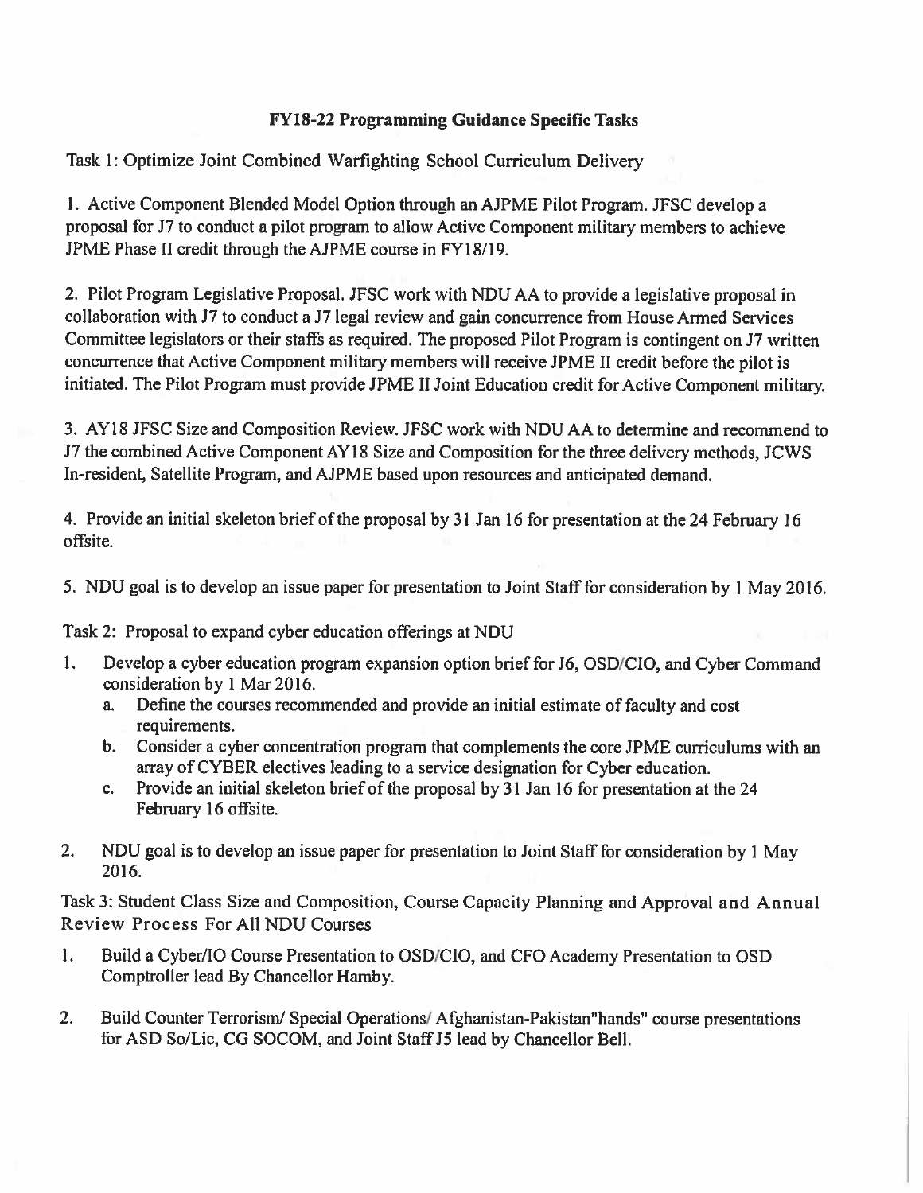## FY18-22 Programming Guidance Specific Tasks

Task 1: Optimize Joint Combined Warfighting School Curriculum Delivery

1. Active Component Blended Model Option through an AJPME Pilot Program. JFSC develop a proposal for J7 to conduct a pilot program to allow Active Component military members to achieve JPME Phase II credit through the AJPME course in FY18/19.

2. Pilot Program Legislative Proposal. JFSC work with NDU AA to provide a legislative proposal in collaboration with J7 to conduct a J7 legal review and gain concurrence from House Armed Services Committee legislators or their staffs as required. The proposed Pilot Program is contingent on J7 written concurrence that Active Component military members will receive JPME II credit before the pilot is initiated. The Pilot Program must provide JPME II Joint Education credit for Active Component military.

3. AY18 JFSC Size and Composition Review. JFSC work with NDU AA to determine and recommend to J7 the combined Active Component AY18 Size and Composition for the three delivery methods, JCWS In-resident, Satellite Program, and AJPME based upon resources and anticipated demand.

4. Provide an initial skeleton brief of the proposal by 31 Jan 16 for presentation at the 24 February 16 offsite.

5. NDU goal is to develop an issue paper for presentation to Joint Staff for consideration by 1 May 2016.

Task 2: Proposal to expand cyber education offerings at NDU

1. Develop a cyber education program expansion option brief for J6, OSD/CIO, and Cyber Command consideration by 1 Mar 2016.
   a. Define the courses recommended and provide an initial estimate of faculty and cost requirements.
   b. Consider a cyber concentration program that complements the core JPME curriculums with an array of CYBER electives leading to a service designation for Cyber education.
   c. Provide an initial skeleton brief of the proposal by 31 Jan 16 for presentation at the 24 February 16 offsite.
2. NDU goal is to develop an issue paper for presentation to Joint Staff for consideration by 1 May 2016.

Task 3: Student Class Size and Composition, Course Capacity Planning and Approval and Annual Review Process For All NDU Courses

1. Build a Cyber/IO Course Presentation to OSD/CIO, and CFO Academy Presentation to OSD Comptroller lead By Chancellor Hamby.
2. Build Counter Terrorism/ Special Operations/ Afghanistan-Pakistan"hands" course presentations for ASD So/Lic, CG SOCOM, and Joint Staff J5 lead by Chancellor Bell.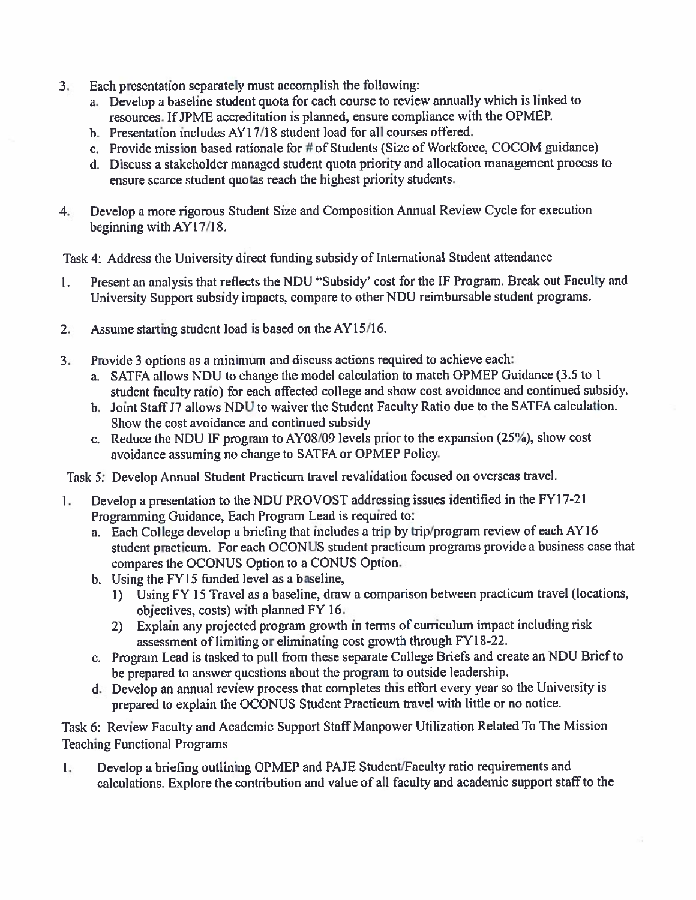3. Each presentation separately must accomplish the following:
   a. Develop a baseline student quota for each course to review annually which is linked to resources. If JPME accreditation is planned, ensure compliance with the OPMEP.
   b. Presentation includes AY17/18 student load for all courses offered.
   c. Provide mission based rationale for # of Students (Size of Workforce, COCOM guidance)
   d. Discuss a stakeholder managed student quota priority and allocation management process to ensure scarce student quotas reach the highest priority students.

4. Develop a more rigorous Student Size and Composition Annual Review Cycle for execution beginning with AY17/18.

Task 4: Address the University direct funding subsidy of International Student attendance

1. Present an analysis that reflects the NDU "Subsidy' cost for the IF Program. Break out Faculty and University Support subsidy impacts, compare to other NDU reimbursable student programs.

2. Assume starting student load is based on the AY15/16.

3. Provide 3 options as a minimum and discuss actions required to achieve each:
   a. SATFA allows NDU to change the model calculation to match OPMEP Guidance (3.5 to 1 student faculty ratio) for each affected college and show cost avoidance and continued subsidy.
   b. Joint Staff J7 allows NDU to waiver the Student Faculty Ratio due to the SATFA calculation. Show the cost avoidance and continued subsidy
   c. Reduce the NDU IF program to AY08/09 levels prior to the expansion (25%), show cost avoidance assuming no change to SATFA or OPMEP Policy.

Task 5: Develop Annual Student Practicum travel revalidation focused on overseas travel.

1. Develop a presentation to the NDU PROVOST addressing issues identified in the FY17-21 Programming Guidance, Each Program Lead is required to:
   a. Each College develop a briefing that includes a trip by trip/program review of each AY16 student practicum. For each OCONUS student practicum programs provide a business case that compares the OCONUS Option to a CONUS Option.
   b. Using the FY15 funded level as a baseline,
      1) Using FY 15 Travel as a baseline, draw a comparison between practicum travel (locations, objectives, costs) with planned FY 16.
      2) Explain any projected program growth in terms of curriculum impact including risk assessment of limiting or eliminating cost growth through FY18-22.
   c. Program Lead is tasked to pull from these separate College Briefs and create an NDU Brief to be prepared to answer questions about the program to outside leadership.
   d. Develop an annual review process that completes this effort every year so the University is prepared to explain the OCONUS Student Practicum travel with little or no notice.

Task 6: Review Faculty and Academic Support Staff Manpower Utilization Related To The Mission Teaching Functional Programs

1. Develop a briefing outlining OPMEP and PAJE Student/Faculty ratio requirements and calculations. Explore the contribution and value of all faculty and academic support staff to the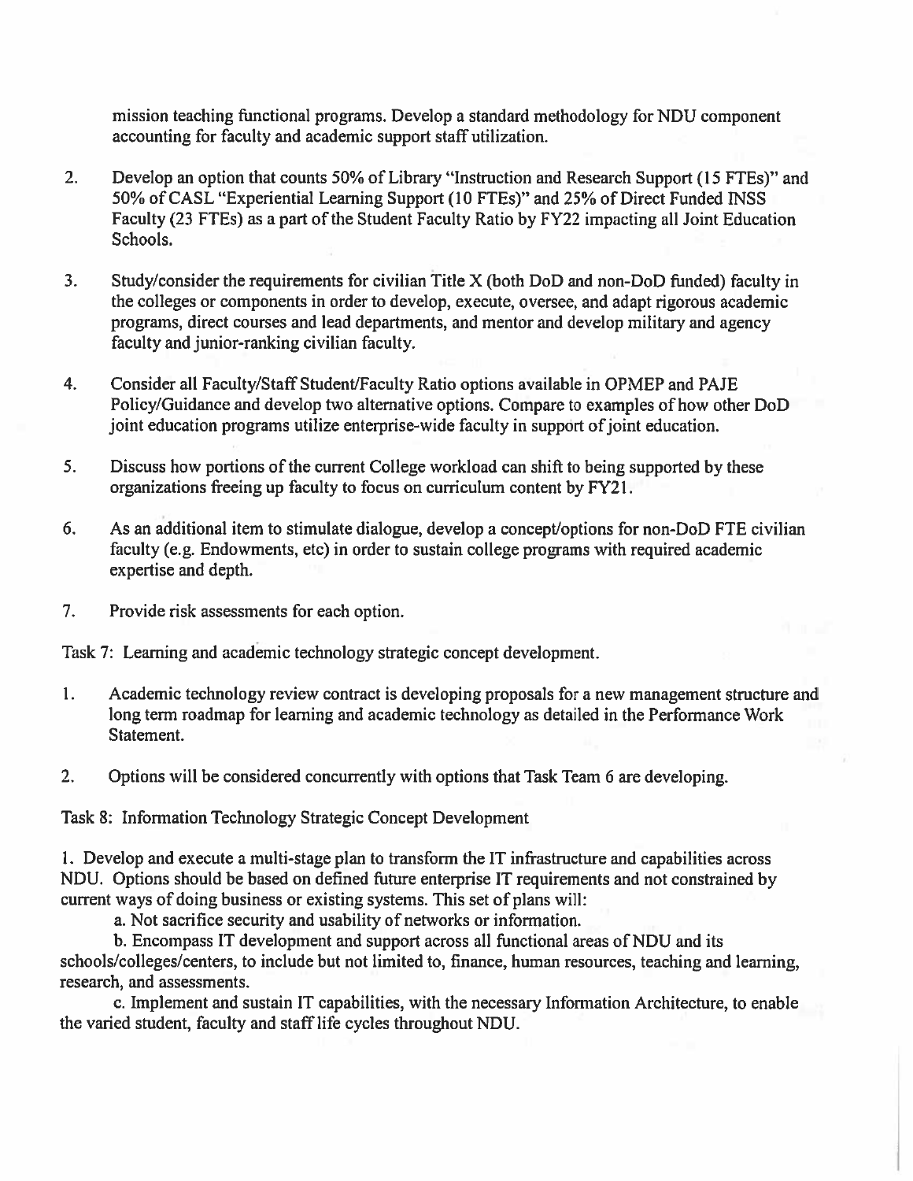mission teaching functional programs. Develop a standard methodology for NDU component accounting for faculty and academic support staff utilization.

2. Develop an option that counts 50% of Library "Instruction and Research Support (15 FTEs)" and 50% of CASL "Experiential Learning Support (10 FTEs)" and 25% of Direct Funded INSS Faculty (23 FTEs) as a part of the Student Faculty Ratio by FY22 impacting all Joint Education Schools.

3. Study/consider the requirements for civilian Title X (both DoD and non-DoD funded) faculty in the colleges or components in order to develop, execute, oversee, and adapt rigorous academic programs, direct courses and lead departments, and mentor and develop military and agency faculty and junior-ranking civilian faculty.

4. Consider all Faculty/Staff Student/Faculty Ratio options available in OPMEP and PAJE Policy/Guidance and develop two alternative options. Compare to examples of how other DoD joint education programs utilize enterprise-wide faculty in support of joint education.

5. Discuss how portions of the current College workload can shift to being supported by these organizations freeing up faculty to focus on curriculum content by FY21.

6. As an additional item to stimulate dialogue, develop a concept/options for non-DoD FTE civilian faculty (e.g. Endowments, etc) in order to sustain college programs with required academic expertise and depth.

7. Provide risk assessments for each option.

Task 7: Learning and academic technology strategic concept development.

1. Academic technology review contract is developing proposals for a new management structure and long term roadmap for learning and academic technology as detailed in the Performance Work Statement.

2. Options will be considered concurrently with options that Task Team 6 are developing.

Task 8: Information Technology Strategic Concept Development

1. Develop and execute a multi-stage plan to transform the IT infrastructure and capabilities across NDU. Options should be based on defined future enterprise IT requirements and not constrained by current ways of doing business or existing systems. This set of plans will:

   a. Not sacrifice security and usability of networks or information.

   b. Encompass IT development and support across all functional areas of NDU and its schools/colleges/centers, to include but not limited to, finance, human resources, teaching and learning, research, and assessments.

   c. Implement and sustain IT capabilities, with the necessary Information Architecture, to enable the varied student, faculty and staff life cycles throughout NDU.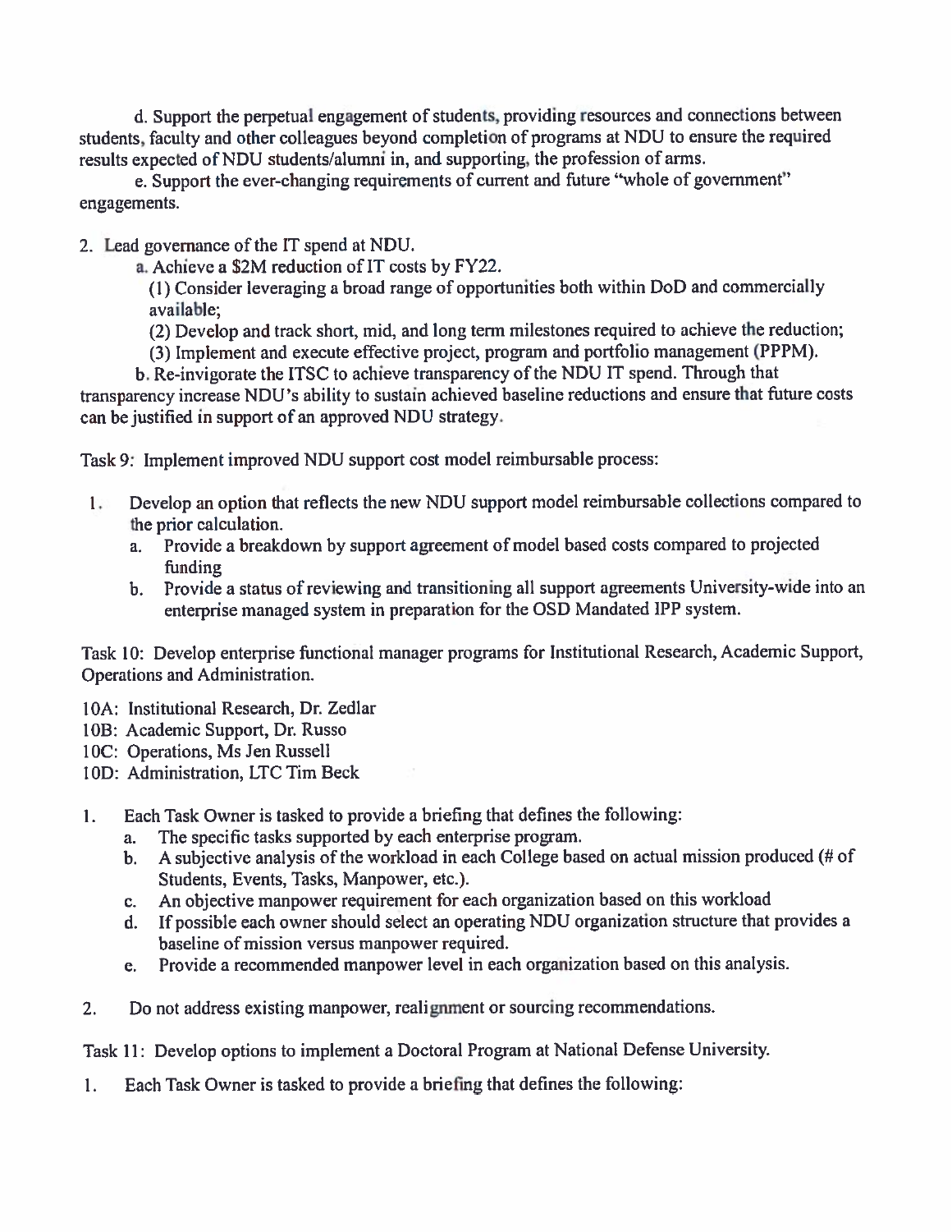d. Support the perpetual engagement of students, providing resources and connections between students, faculty and other colleagues beyond completion of programs at NDU to ensure the required results expected of NDU students/alumni in, and supporting, the profession of arms.

e. Support the ever-changing requirements of current and future "whole of government" engagements.

2. Lead governance of the IT spend at NDU.
   a. Achieve a $2M reduction of IT costs by FY22.
      (1) Consider leveraging a broad range of opportunities both within DoD and commercially available;
      (2) Develop and track short, mid, and long term milestones required to achieve the reduction;
      (3) Implement and execute effective project, program and portfolio management (PPPM).
   b. Re-invigorate the ITSC to achieve transparency of the NDU IT spend. Through that transparency increase NDU's ability to sustain achieved baseline reductions and ensure that future costs can be justified in support of an approved NDU strategy.

Task 9: Implement improved NDU support cost model reimbursable process:

1. Develop an option that reflects the new NDU support model reimbursable collections compared to the prior calculation.
   a. Provide a breakdown by support agreement of model based costs compared to projected funding
   b. Provide a status of reviewing and transitioning all support agreements University-wide into an enterprise managed system in preparation for the OSD Mandated IPP system.

Task 10: Develop enterprise functional manager programs for Institutional Research, Academic Support, Operations and Administration.

10A: Institutional Research, Dr. Zedlar
10B: Academic Support, Dr. Russo
10C: Operations, Ms Jen Russell
10D: Administration, LTC Tim Beck

1. Each Task Owner is tasked to provide a briefing that defines the following:
   a. The specific tasks supported by each enterprise program.
   b. A subjective analysis of the workload in each College based on actual mission produced (# of Students, Events, Tasks, Manpower, etc.).
   c. An objective manpower requirement for each organization based on this workload
   d. If possible each owner should select an operating NDU organization structure that provides a baseline of mission versus manpower required.
   e. Provide a recommended manpower level in each organization based on this analysis.

2. Do not address existing manpower, realignment or sourcing recommendations.

Task 11: Develop options to implement a Doctoral Program at National Defense University.

1. Each Task Owner is tasked to provide a briefing that defines the following: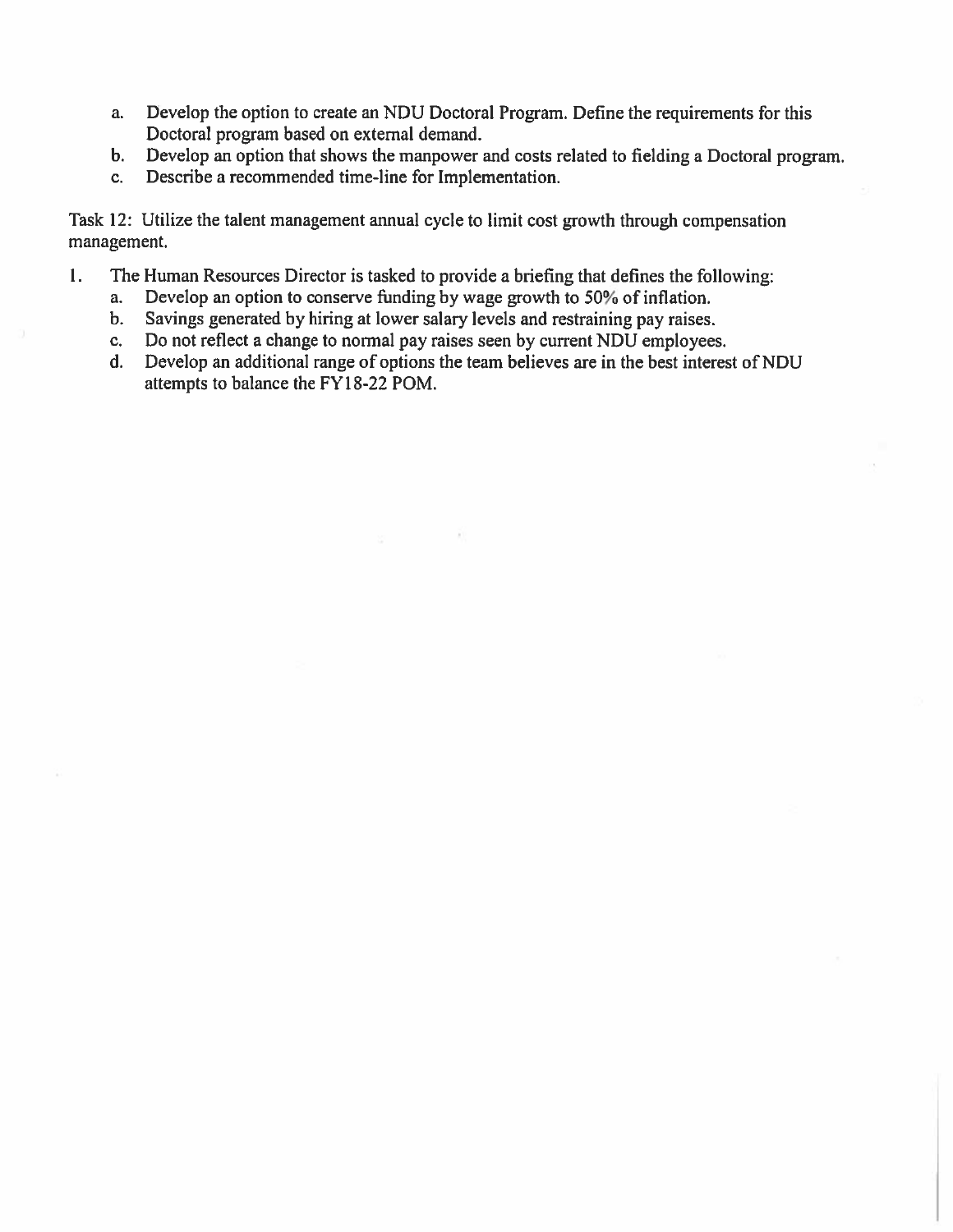a. Develop the option to create an NDU Doctoral Program. Define the requirements for this Doctoral program based on external demand.
b. Develop an option that shows the manpower and costs related to fielding a Doctoral program.
c. Describe a recommended time-line for Implementation.

Task 12: Utilize the talent management annual cycle to limit cost growth through compensation management.

1. The Human Resources Director is tasked to provide a briefing that defines the following:
   a. Develop an option to conserve funding by wage growth to 50% of inflation.
   b. Savings generated by hiring at lower salary levels and restraining pay raises.
   c. Do not reflect a change to normal pay raises seen by current NDU employees.
   d. Develop an additional range of options the team believes are in the best interest of NDU attempts to balance the FY18-22 POM.